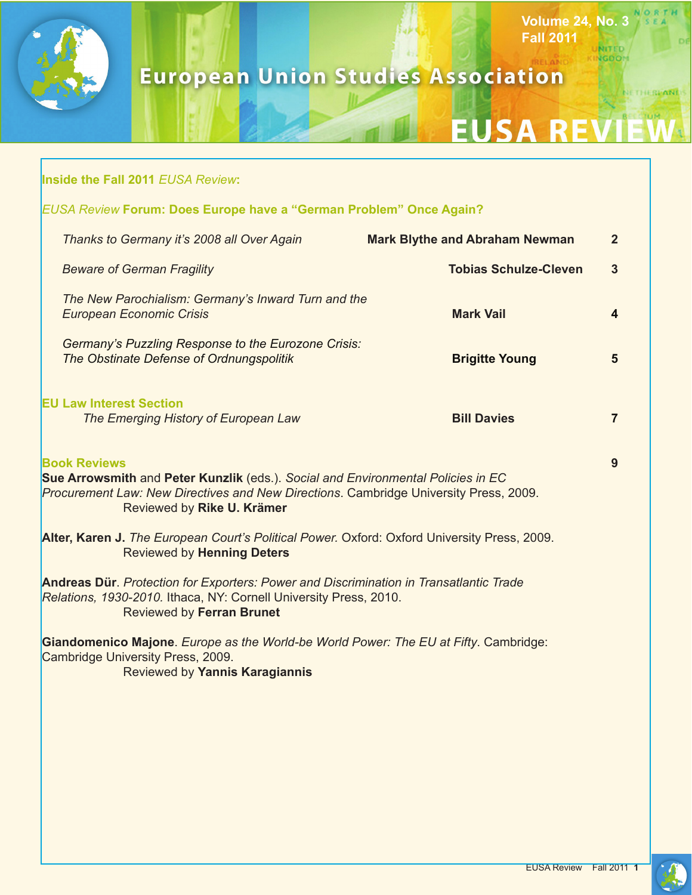# European Union Studies Association

# EUSA REVIEW

Volume 24, No. 3
Fall 2011

## Inside the Fall 2011 *EUSA Review*:

### *EUSA Review* Forum: Does Europe have a "German Problem" Once Again?

| | | |
|---|---|---|
| *Thanks to Germany it's 2008 all Over Again* | **Mark Blythe and Abraham Newman** | 2 |
| *Beware of German Fragility* | **Tobias Schulze-Cleven** | 3 |
| *The New Parochialism: Germany's Inward Turn and the European Economic Crisis* | **Mark Vail** | 4 |
| *Germany's Puzzling Response to the Eurozone Crisis: The Obstinate Defense of Ordnungspolitik* | **Brigitte Young** | 5 |

### EU Law Interest Section

| | | |
|---|---|---|
| *The Emerging History of European Law* | **Bill Davies** | 7 |

### Book Reviews — 9

**Sue Arrowsmith** and **Peter Kunzlik** (eds.). *Social and Environmental Policies in EC Procurement Law: New Directives and New Directions*. Cambridge University Press, 2009.
Reviewed by **Rike U. Krämer**

**Alter, Karen J.** *The European Court's Political Power.* Oxford: Oxford University Press, 2009.
Reviewed by **Henning Deters**

**Andreas Dür**. *Protection for Exporters: Power and Discrimination in Transatlantic Trade Relations, 1930-2010.* Ithaca, NY: Cornell University Press, 2010.
Reviewed by **Ferran Brunet**

**Giandomenico Majone**. *Europe as the World-be World Power: The EU at Fifty*. Cambridge: Cambridge University Press, 2009.
Reviewed by **Yannis Karagiannis**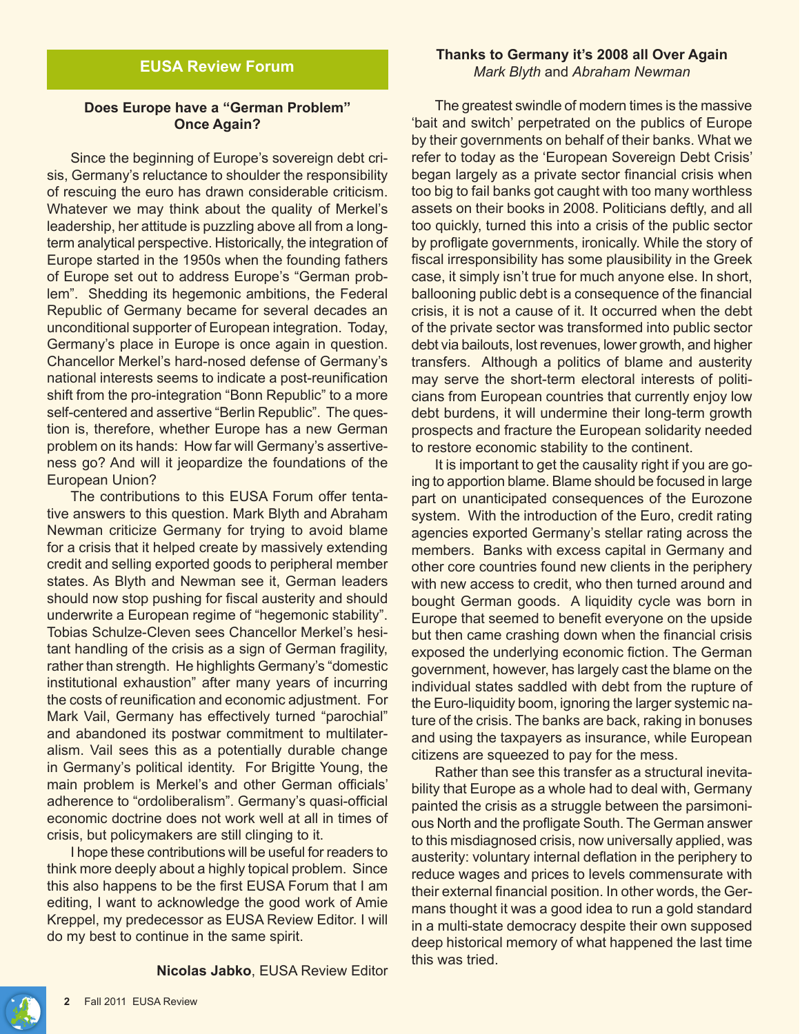## EUSA Review Forum

### Does Europe have a "German Problem" Once Again?

Since the beginning of Europe's sovereign debt crisis, Germany's reluctance to shoulder the responsibility of rescuing the euro has drawn considerable criticism. Whatever we may think about the quality of Merkel's leadership, her attitude is puzzling above all from a long-term analytical perspective. Historically, the integration of Europe started in the 1950s when the founding fathers of Europe set out to address Europe's "German problem". Shedding its hegemonic ambitions, the Federal Republic of Germany became for several decades an unconditional supporter of European integration. Today, Germany's place in Europe is once again in question. Chancellor Merkel's hard-nosed defense of Germany's national interests seems to indicate a post-reunification shift from the pro-integration "Bonn Republic" to a more self-centered and assertive "Berlin Republic". The question is, therefore, whether Europe has a new German problem on its hands: How far will Germany's assertiveness go? And will it jeopardize the foundations of the European Union?

The contributions to this EUSA Forum offer tentative answers to this question. Mark Blyth and Abraham Newman criticize Germany for trying to avoid blame for a crisis that it helped create by massively extending credit and selling exported goods to peripheral member states. As Blyth and Newman see it, German leaders should now stop pushing for fiscal austerity and should underwrite a European regime of "hegemonic stability". Tobias Schulze-Cleven sees Chancellor Merkel's hesitant handling of the crisis as a sign of German fragility, rather than strength. He highlights Germany's "domestic institutional exhaustion" after many years of incurring the costs of reunification and economic adjustment. For Mark Vail, Germany has effectively turned "parochial" and abandoned its postwar commitment to multilateralism. Vail sees this as a potentially durable change in Germany's political identity. For Brigitte Young, the main problem is Merkel's and other German officials' adherence to "ordoliberalism". Germany's quasi-official economic doctrine does not work well at all in times of crisis, but policymakers are still clinging to it.

I hope these contributions will be useful for readers to think more deeply about a highly topical problem. Since this also happens to be the first EUSA Forum that I am editing, I want to acknowledge the good work of Amie Kreppel, my predecessor as EUSA Review Editor. I will do my best to continue in the same spirit.

**Nicolas Jabko**, EUSA Review Editor

### Thanks to Germany it's 2008 all Over Again

*Mark Blyth* and *Abraham Newman*

The greatest swindle of modern times is the massive 'bait and switch' perpetrated on the publics of Europe by their governments on behalf of their banks. What we refer to today as the 'European Sovereign Debt Crisis' began largely as a private sector financial crisis when too big to fail banks got caught with too many worthless assets on their books in 2008. Politicians deftly, and all too quickly, turned this into a crisis of the public sector by profligate governments, ironically. While the story of fiscal irresponsibility has some plausibility in the Greek case, it simply isn't true for much anyone else. In short, ballooning public debt is a consequence of the financial crisis, it is not a cause of it. It occurred when the debt of the private sector was transformed into public sector debt via bailouts, lost revenues, lower growth, and higher transfers. Although a politics of blame and austerity may serve the short-term electoral interests of politicians from European countries that currently enjoy low debt burdens, it will undermine their long-term growth prospects and fracture the European solidarity needed to restore economic stability to the continent.

It is important to get the causality right if you are going to apportion blame. Blame should be focused in large part on unanticipated consequences of the Eurozone system. With the introduction of the Euro, credit rating agencies exported Germany's stellar rating across the members. Banks with excess capital in Germany and other core countries found new clients in the periphery with new access to credit, who then turned around and bought German goods. A liquidity cycle was born in Europe that seemed to benefit everyone on the upside but then came crashing down when the financial crisis exposed the underlying economic fiction. The German government, however, has largely cast the blame on the individual states saddled with debt from the rupture of the Euro-liquidity boom, ignoring the larger systemic nature of the crisis. The banks are back, raking in bonuses and using the taxpayers as insurance, while European citizens are squeezed to pay for the mess.

Rather than see this transfer as a structural inevitability that Europe as a whole had to deal with, Germany painted the crisis as a struggle between the parsimonious North and the profligate South. The German answer to this misdiagnosed crisis, now universally applied, was austerity: voluntary internal deflation in the periphery to reduce wages and prices to levels commensurate with their external financial position. In other words, the Germans thought it was a good idea to run a gold standard in a multi-state democracy despite their own supposed deep historical memory of what happened the last time this was tried.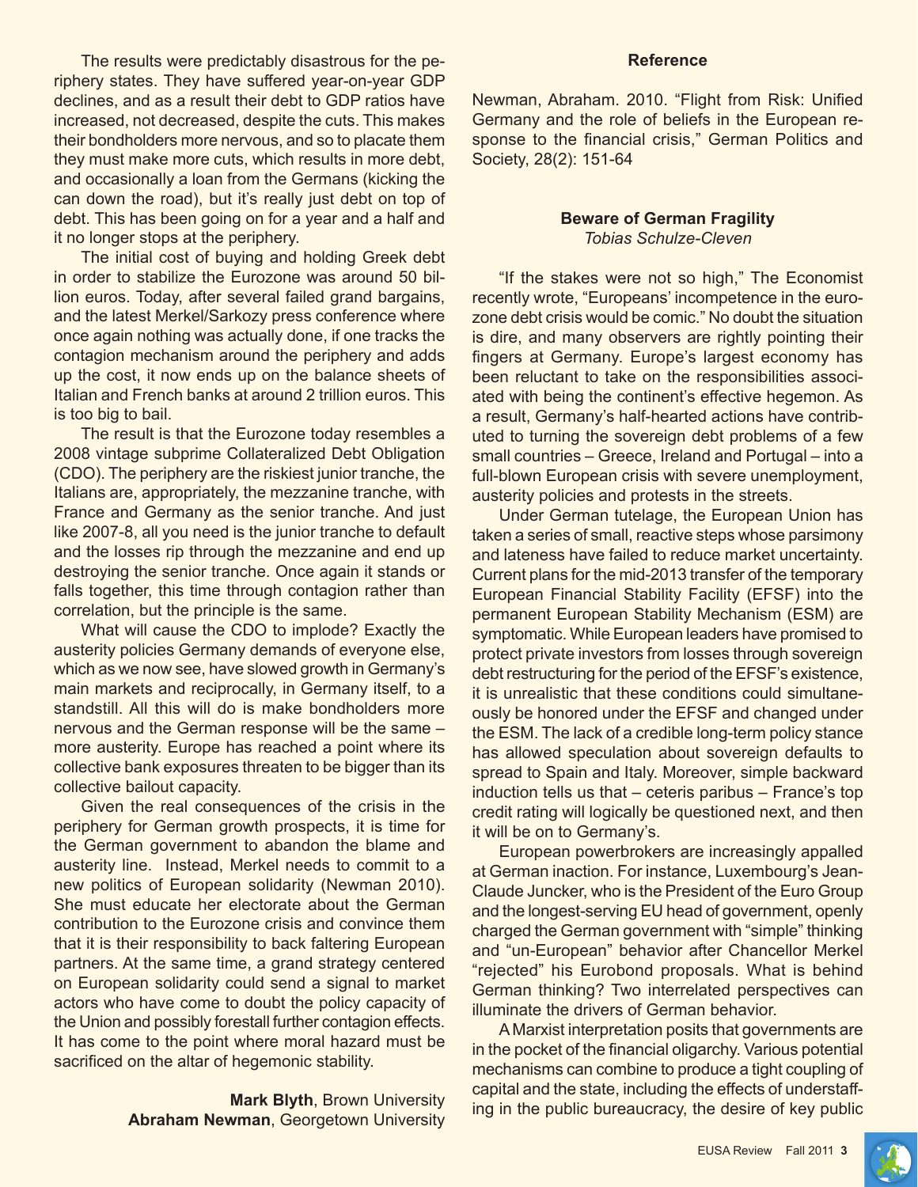The results were predictably disastrous for the periphery states. They have suffered year-on-year GDP declines, and as a result their debt to GDP ratios have increased, not decreased, despite the cuts. This makes their bondholders more nervous, and so to placate them they must make more cuts, which results in more debt, and occasionally a loan from the Germans (kicking the can down the road), but it's really just debt on top of debt. This has been going on for a year and a half and it no longer stops at the periphery.

The initial cost of buying and holding Greek debt in order to stabilize the Eurozone was around 50 billion euros. Today, after several failed grand bargains, and the latest Merkel/Sarkozy press conference where once again nothing was actually done, if one tracks the contagion mechanism around the periphery and adds up the cost, it now ends up on the balance sheets of Italian and French banks at around 2 trillion euros. This is too big to bail.

The result is that the Eurozone today resembles a 2008 vintage subprime Collateralized Debt Obligation (CDO). The periphery are the riskiest junior tranche, the Italians are, appropriately, the mezzanine tranche, with France and Germany as the senior tranche. And just like 2007-8, all you need is the junior tranche to default and the losses rip through the mezzanine and end up destroying the senior tranche. Once again it stands or falls together, this time through contagion rather than correlation, but the principle is the same.

What will cause the CDO to implode? Exactly the austerity policies Germany demands of everyone else, which as we now see, have slowed growth in Germany's main markets and reciprocally, in Germany itself, to a standstill. All this will do is make bondholders more nervous and the German response will be the same – more austerity. Europe has reached a point where its collective bank exposures threaten to be bigger than its collective bailout capacity.

Given the real consequences of the crisis in the periphery for German growth prospects, it is time for the German government to abandon the blame and austerity line. Instead, Merkel needs to commit to a new politics of European solidarity (Newman 2010). She must educate her electorate about the German contribution to the Eurozone crisis and convince them that it is their responsibility to back faltering European partners. At the same time, a grand strategy centered on European solidarity could send a signal to market actors who have come to doubt the policy capacity of the Union and possibly forestall further contagion effects. It has come to the point where moral hazard must be sacrificed on the altar of hegemonic stability.

**Mark Blyth**, Brown University
**Abraham Newman**, Georgetown University

**Reference**

Newman, Abraham. 2010. "Flight from Risk: Unified Germany and the role of beliefs in the European response to the financial crisis," German Politics and Society, 28(2): 151-64

## Beware of German Fragility

*Tobias Schulze-Cleven*

"If the stakes were not so high," The Economist recently wrote, "Europeans' incompetence in the eurozone debt crisis would be comic." No doubt the situation is dire, and many observers are rightly pointing their fingers at Germany. Europe's largest economy has been reluctant to take on the responsibilities associated with being the continent's effective hegemon. As a result, Germany's half-hearted actions have contributed to turning the sovereign debt problems of a few small countries – Greece, Ireland and Portugal – into a full-blown European crisis with severe unemployment, austerity policies and protests in the streets.

Under German tutelage, the European Union has taken a series of small, reactive steps whose parsimony and lateness have failed to reduce market uncertainty. Current plans for the mid-2013 transfer of the temporary European Financial Stability Facility (EFSF) into the permanent European Stability Mechanism (ESM) are symptomatic. While European leaders have promised to protect private investors from losses through sovereign debt restructuring for the period of the EFSF's existence, it is unrealistic that these conditions could simultaneously be honored under the EFSF and changed under the ESM. The lack of a credible long-term policy stance has allowed speculation about sovereign defaults to spread to Spain and Italy. Moreover, simple backward induction tells us that – ceteris paribus – France's top credit rating will logically be questioned next, and then it will be on to Germany's.

European powerbrokers are increasingly appalled at German inaction. For instance, Luxembourg's Jean-Claude Juncker, who is the President of the Euro Group and the longest-serving EU head of government, openly charged the German government with "simple" thinking and "un-European" behavior after Chancellor Merkel "rejected" his Eurobond proposals. What is behind German thinking? Two interrelated perspectives can illuminate the drivers of German behavior.

A Marxist interpretation posits that governments are in the pocket of the financial oligarchy. Various potential mechanisms can combine to produce a tight coupling of capital and the state, including the effects of understaffing in the public bureaucracy, the desire of key public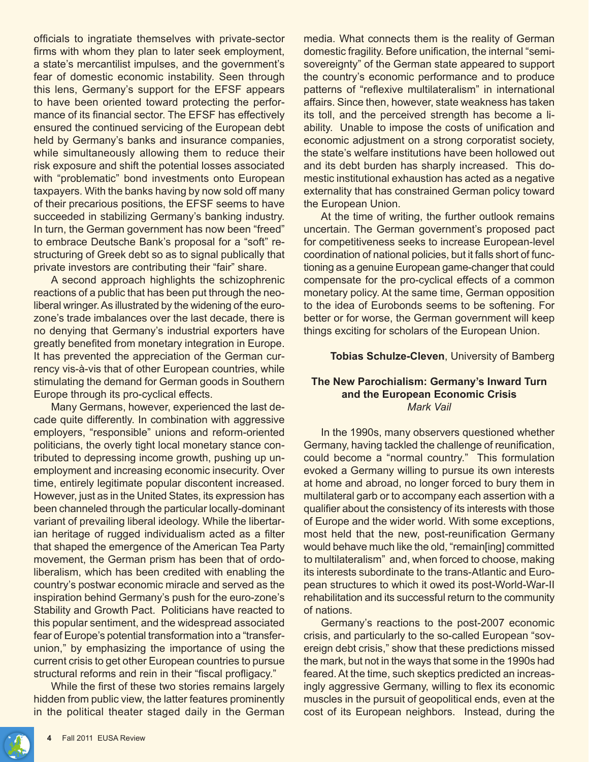officials to ingratiate themselves with private-sector firms with whom they plan to later seek employment, a state's mercantilist impulses, and the government's fear of domestic economic instability. Seen through this lens, Germany's support for the EFSF appears to have been oriented toward protecting the performance of its financial sector. The EFSF has effectively ensured the continued servicing of the European debt held by Germany's banks and insurance companies, while simultaneously allowing them to reduce their risk exposure and shift the potential losses associated with "problematic" bond investments onto European taxpayers. With the banks having by now sold off many of their precarious positions, the EFSF seems to have succeeded in stabilizing Germany's banking industry. In turn, the German government has now been "freed" to embrace Deutsche Bank's proposal for a "soft" restructuring of Greek debt so as to signal publically that private investors are contributing their "fair" share.

A second approach highlights the schizophrenic reactions of a public that has been put through the neoliberal wringer. As illustrated by the widening of the eurozone's trade imbalances over the last decade, there is no denying that Germany's industrial exporters have greatly benefited from monetary integration in Europe. It has prevented the appreciation of the German currency vis-à-vis that of other European countries, while stimulating the demand for German goods in Southern Europe through its pro-cyclical effects.

Many Germans, however, experienced the last decade quite differently. In combination with aggressive employers, "responsible" unions and reform-oriented politicians, the overly tight local monetary stance contributed to depressing income growth, pushing up unemployment and increasing economic insecurity. Over time, entirely legitimate popular discontent increased. However, just as in the United States, its expression has been channeled through the particular locally-dominant variant of prevailing liberal ideology. While the libertarian heritage of rugged individualism acted as a filter that shaped the emergence of the American Tea Party movement, the German prism has been that of ordoliberalism, which has been credited with enabling the country's postwar economic miracle and served as the inspiration behind Germany's push for the euro-zone's Stability and Growth Pact. Politicians have reacted to this popular sentiment, and the widespread associated fear of Europe's potential transformation into a "transfer-union," by emphasizing the importance of using the current crisis to get other European countries to pursue structural reforms and rein in their "fiscal profligacy."

While the first of these two stories remains largely hidden from public view, the latter features prominently in the political theater staged daily in the German media. What connects them is the reality of German domestic fragility. Before unification, the internal "semi-sovereignty" of the German state appeared to support the country's economic performance and to produce patterns of "reflexive multilateralism" in international affairs. Since then, however, state weakness has taken its toll, and the perceived strength has become a liability. Unable to impose the costs of unification and economic adjustment on a strong corporatist society, the state's welfare institutions have been hollowed out and its debt burden has sharply increased. This domestic institutional exhaustion has acted as a negative externality that has constrained German policy toward the European Union.

At the time of writing, the further outlook remains uncertain. The German government's proposed pact for competitiveness seeks to increase European-level coordination of national policies, but it falls short of functioning as a genuine European game-changer that could compensate for the pro-cyclical effects of a common monetary policy. At the same time, German opposition to the idea of Eurobonds seems to be softening. For better or for worse, the German government will keep things exciting for scholars of the European Union.

**Tobias Schulze-Cleven**, University of Bamberg

## The New Parochialism: Germany's Inward Turn and the European Economic Crisis

*Mark Vail*

In the 1990s, many observers questioned whether Germany, having tackled the challenge of reunification, could become a "normal country." This formulation evoked a Germany willing to pursue its own interests at home and abroad, no longer forced to bury them in multilateral garb or to accompany each assertion with a qualifier about the consistency of its interests with those of Europe and the wider world. With some exceptions, most held that the new, post-reunification Germany would behave much like the old, "remain[ing] committed to multilateralism" and, when forced to choose, making its interests subordinate to the trans-Atlantic and European structures to which it owed its post-World-War-II rehabilitation and its successful return to the community of nations.

Germany's reactions to the post-2007 economic crisis, and particularly to the so-called European "sovereign debt crisis," show that these predictions missed the mark, but not in the ways that some in the 1990s had feared. At the time, such skeptics predicted an increasingly aggressive Germany, willing to flex its economic muscles in the pursuit of geopolitical ends, even at the cost of its European neighbors. Instead, during the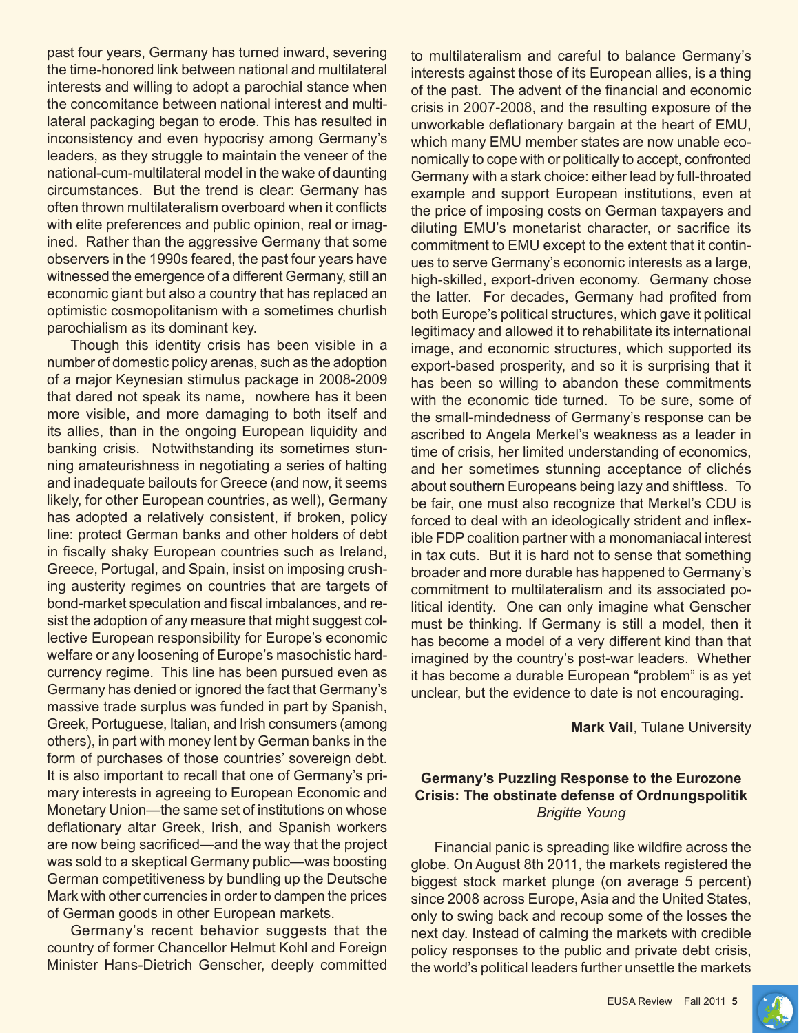past four years, Germany has turned inward, severing the time-honored link between national and multilateral interests and willing to adopt a parochial stance when the concomitance between national interest and multilateral packaging began to erode. This has resulted in inconsistency and even hypocrisy among Germany's leaders, as they struggle to maintain the veneer of the national-cum-multilateral model in the wake of daunting circumstances. But the trend is clear: Germany has often thrown multilateralism overboard when it conflicts with elite preferences and public opinion, real or imagined. Rather than the aggressive Germany that some observers in the 1990s feared, the past four years have witnessed the emergence of a different Germany, still an economic giant but also a country that has replaced an optimistic cosmopolitanism with a sometimes churlish parochialism as its dominant key.

Though this identity crisis has been visible in a number of domestic policy arenas, such as the adoption of a major Keynesian stimulus package in 2008-2009 that dared not speak its name, nowhere has it been more visible, and more damaging to both itself and its allies, than in the ongoing European liquidity and banking crisis. Notwithstanding its sometimes stunning amateurishness in negotiating a series of halting and inadequate bailouts for Greece (and now, it seems likely, for other European countries, as well), Germany has adopted a relatively consistent, if broken, policy line: protect German banks and other holders of debt in fiscally shaky European countries such as Ireland, Greece, Portugal, and Spain, insist on imposing crushing austerity regimes on countries that are targets of bond-market speculation and fiscal imbalances, and resist the adoption of any measure that might suggest collective European responsibility for Europe's economic welfare or any loosening of Europe's masochistic hard-currency regime. This line has been pursued even as Germany has denied or ignored the fact that Germany's massive trade surplus was funded in part by Spanish, Greek, Portuguese, Italian, and Irish consumers (among others), in part with money lent by German banks in the form of purchases of those countries' sovereign debt. It is also important to recall that one of Germany's primary interests in agreeing to European Economic and Monetary Union—the same set of institutions on whose deflationary altar Greek, Irish, and Spanish workers are now being sacrificed—and the way that the project was sold to a skeptical Germany public—was boosting German competitiveness by bundling up the Deutsche Mark with other currencies in order to dampen the prices of German goods in other European markets.

Germany's recent behavior suggests that the country of former Chancellor Helmut Kohl and Foreign Minister Hans-Dietrich Genscher, deeply committed to multilateralism and careful to balance Germany's interests against those of its European allies, is a thing of the past. The advent of the financial and economic crisis in 2007-2008, and the resulting exposure of the unworkable deflationary bargain at the heart of EMU, which many EMU member states are now unable economically to cope with or politically to accept, confronted Germany with a stark choice: either lead by full-throated example and support European institutions, even at the price of imposing costs on German taxpayers and diluting EMU's monetarist character, or sacrifice its commitment to EMU except to the extent that it continues to serve Germany's economic interests as a large, high-skilled, export-driven economy. Germany chose the latter. For decades, Germany had profited from both Europe's political structures, which gave it political legitimacy and allowed it to rehabilitate its international image, and economic structures, which supported its export-based prosperity, and so it is surprising that it has been so willing to abandon these commitments with the economic tide turned. To be sure, some of the small-mindedness of Germany's response can be ascribed to Angela Merkel's weakness as a leader in time of crisis, her limited understanding of economics, and her sometimes stunning acceptance of clichés about southern Europeans being lazy and shiftless. To be fair, one must also recognize that Merkel's CDU is forced to deal with an ideologically strident and inflexible FDP coalition partner with a monomaniacal interest in tax cuts. But it is hard not to sense that something broader and more durable has happened to Germany's commitment to multilateralism and its associated political identity. One can only imagine what Genscher must be thinking. If Germany is still a model, then it has become a model of a very different kind than that imagined by the country's post-war leaders. Whether it has become a durable European "problem" is as yet unclear, but the evidence to date is not encouraging.

**Mark Vail**, Tulane University

## Germany's Puzzling Response to the Eurozone Crisis: The obstinate defense of Ordnungspolitik

*Brigitte Young*

Financial panic is spreading like wildfire across the globe. On August 8th 2011, the markets registered the biggest stock market plunge (on average 5 percent) since 2008 across Europe, Asia and the United States, only to swing back and recoup some of the losses the next day. Instead of calming the markets with credible policy responses to the public and private debt crisis, the world's political leaders further unsettle the markets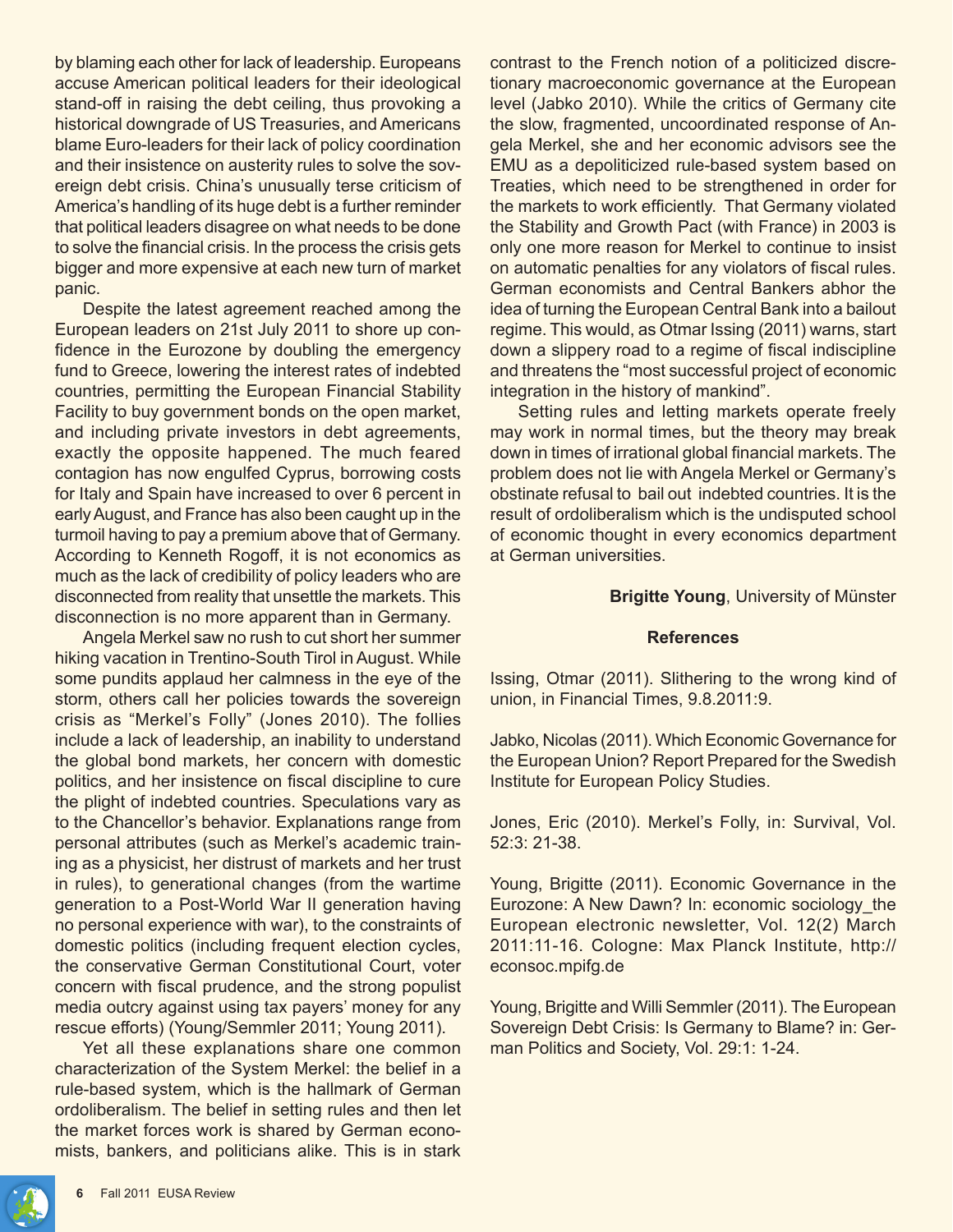by blaming each other for lack of leadership. Europeans accuse American political leaders for their ideological stand-off in raising the debt ceiling, thus provoking a historical downgrade of US Treasuries, and Americans blame Euro-leaders for their lack of policy coordination and their insistence on austerity rules to solve the sovereign debt crisis. China's unusually terse criticism of America's handling of its huge debt is a further reminder that political leaders disagree on what needs to be done to solve the financial crisis. In the process the crisis gets bigger and more expensive at each new turn of market panic.

Despite the latest agreement reached among the European leaders on 21st July 2011 to shore up confidence in the Eurozone by doubling the emergency fund to Greece, lowering the interest rates of indebted countries, permitting the European Financial Stability Facility to buy government bonds on the open market, and including private investors in debt agreements, exactly the opposite happened. The much feared contagion has now engulfed Cyprus, borrowing costs for Italy and Spain have increased to over 6 percent in early August, and France has also been caught up in the turmoil having to pay a premium above that of Germany. According to Kenneth Rogoff, it is not economics as much as the lack of credibility of policy leaders who are disconnected from reality that unsettle the markets. This disconnection is no more apparent than in Germany.

Angela Merkel saw no rush to cut short her summer hiking vacation in Trentino-South Tirol in August. While some pundits applaud her calmness in the eye of the storm, others call her policies towards the sovereign crisis as "Merkel's Folly" (Jones 2010). The follies include a lack of leadership, an inability to understand the global bond markets, her concern with domestic politics, and her insistence on fiscal discipline to cure the plight of indebted countries. Speculations vary as to the Chancellor's behavior. Explanations range from personal attributes (such as Merkel's academic training as a physicist, her distrust of markets and her trust in rules), to generational changes (from the wartime generation to a Post-World War II generation having no personal experience with war), to the constraints of domestic politics (including frequent election cycles, the conservative German Constitutional Court, voter concern with fiscal prudence, and the strong populist media outcry against using tax payers' money for any rescue efforts) (Young/Semmler 2011; Young 2011).

Yet all these explanations share one common characterization of the System Merkel: the belief in a rule-based system, which is the hallmark of German ordoliberalism. The belief in setting rules and then let the market forces work is shared by German economists, bankers, and politicians alike. This is in stark contrast to the French notion of a politicized discretionary macroeconomic governance at the European level (Jabko 2010). While the critics of Germany cite the slow, fragmented, uncoordinated response of Angela Merkel, she and her economic advisors see the EMU as a depoliticized rule-based system based on Treaties, which need to be strengthened in order for the markets to work efficiently. That Germany violated the Stability and Growth Pact (with France) in 2003 is only one more reason for Merkel to continue to insist on automatic penalties for any violators of fiscal rules. German economists and Central Bankers abhor the idea of turning the European Central Bank into a bailout regime. This would, as Otmar Issing (2011) warns, start down a slippery road to a regime of fiscal indiscipline and threatens the "most successful project of economic integration in the history of mankind".

Setting rules and letting markets operate freely may work in normal times, but the theory may break down in times of irrational global financial markets. The problem does not lie with Angela Merkel or Germany's obstinate refusal to bail out indebted countries. It is the result of ordoliberalism which is the undisputed school of economic thought in every economics department at German universities.

**Brigitte Young**, University of Münster

**References**

Issing, Otmar (2011). Slithering to the wrong kind of union, in Financial Times, 9.8.2011:9.

Jabko, Nicolas (2011). Which Economic Governance for the European Union? Report Prepared for the Swedish Institute for European Policy Studies.

Jones, Eric (2010). Merkel's Folly, in: Survival, Vol. 52:3: 21-38.

Young, Brigitte (2011). Economic Governance in the Eurozone: A New Dawn? In: economic sociology_the European electronic newsletter, Vol. 12(2) March 2011:11-16. Cologne: Max Planck Institute, http://econsoc.mpifg.de

Young, Brigitte and Willi Semmler (2011). The European Sovereign Debt Crisis: Is Germany to Blame? in: German Politics and Society, Vol. 29:1: 1-24.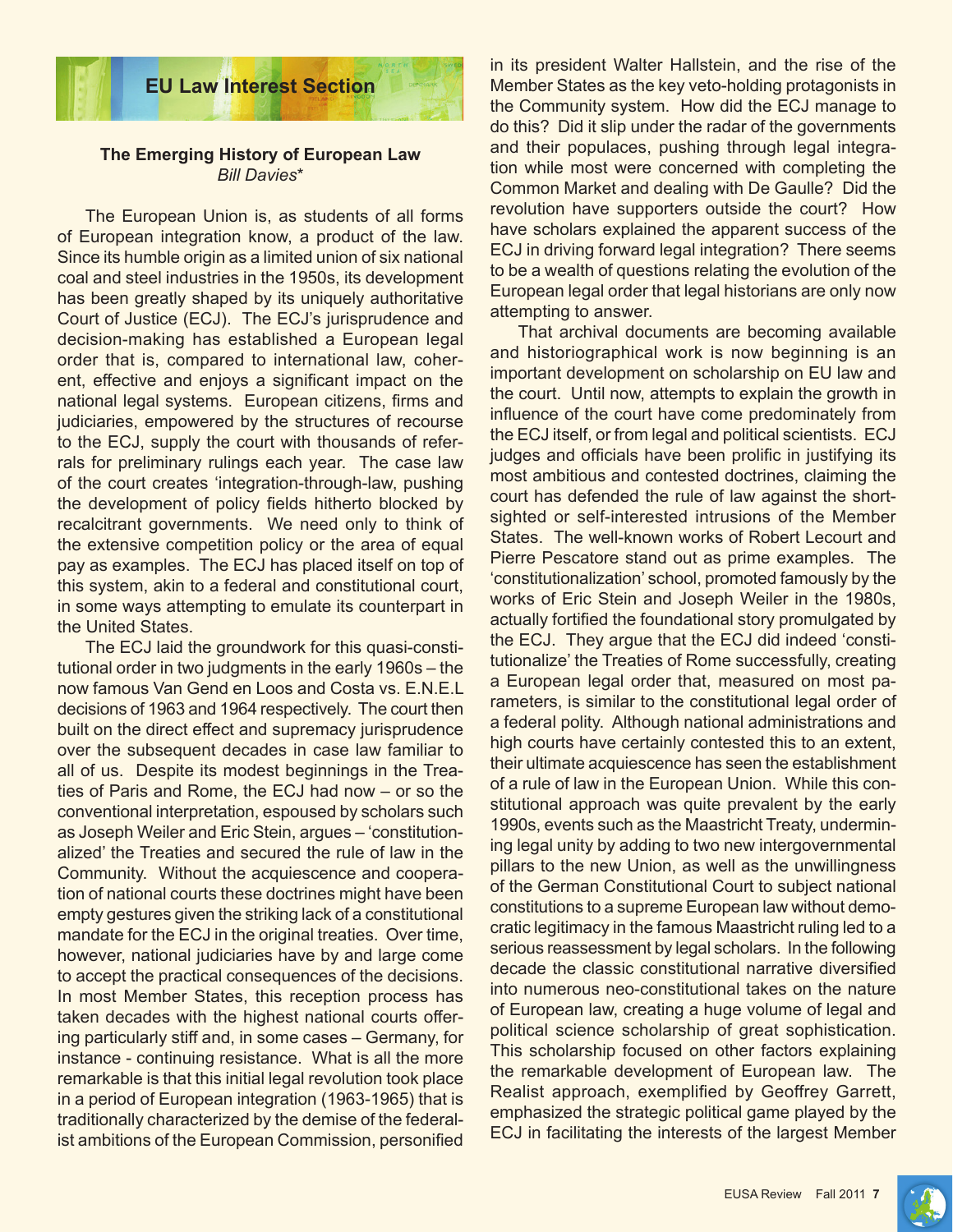## EU Law Interest Section

### The Emerging History of European Law

*Bill Davies**

The European Union is, as students of all forms of European integration know, a product of the law. Since its humble origin as a limited union of six national coal and steel industries in the 1950s, its development has been greatly shaped by its uniquely authoritative Court of Justice (ECJ). The ECJ's jurisprudence and decision-making has established a European legal order that is, compared to international law, coherent, effective and enjoys a significant impact on the national legal systems. European citizens, firms and judiciaries, empowered by the structures of recourse to the ECJ, supply the court with thousands of referrals for preliminary rulings each year. The case law of the court creates 'integration-through-law, pushing the development of policy fields hitherto blocked by recalcitrant governments. We need only to think of the extensive competition policy or the area of equal pay as examples. The ECJ has placed itself on top of this system, akin to a federal and constitutional court, in some ways attempting to emulate its counterpart in the United States.

The ECJ laid the groundwork for this quasi-constitutional order in two judgments in the early 1960s – the now famous Van Gend en Loos and Costa vs. E.N.E.L decisions of 1963 and 1964 respectively. The court then built on the direct effect and supremacy jurisprudence over the subsequent decades in case law familiar to all of us. Despite its modest beginnings in the Treaties of Paris and Rome, the ECJ had now – or so the conventional interpretation, espoused by scholars such as Joseph Weiler and Eric Stein, argues – 'constitutionalized' the Treaties and secured the rule of law in the Community. Without the acquiescence and cooperation of national courts these doctrines might have been empty gestures given the striking lack of a constitutional mandate for the ECJ in the original treaties. Over time, however, national judiciaries have by and large come to accept the practical consequences of the decisions. In most Member States, this reception process has taken decades with the highest national courts offering particularly stiff and, in some cases – Germany, for instance - continuing resistance. What is all the more remarkable is that this initial legal revolution took place in a period of European integration (1963-1965) that is traditionally characterized by the demise of the federalist ambitions of the European Commission, personified in its president Walter Hallstein, and the rise of the Member States as the key veto-holding protagonists in the Community system. How did the ECJ manage to do this? Did it slip under the radar of the governments and their populaces, pushing through legal integration while most were concerned with completing the Common Market and dealing with De Gaulle? Did the revolution have supporters outside the court? How have scholars explained the apparent success of the ECJ in driving forward legal integration? There seems to be a wealth of questions relating the evolution of the European legal order that legal historians are only now attempting to answer.

That archival documents are becoming available and historiographical work is now beginning is an important development on scholarship on EU law and the court. Until now, attempts to explain the growth in influence of the court have come predominately from the ECJ itself, or from legal and political scientists. ECJ judges and officials have been prolific in justifying its most ambitious and contested doctrines, claiming the court has defended the rule of law against the short-sighted or self-interested intrusions of the Member States. The well-known works of Robert Lecourt and Pierre Pescatore stand out as prime examples. The 'constitutionalization' school, promoted famously by the works of Eric Stein and Joseph Weiler in the 1980s, actually fortified the foundational story promulgated by the ECJ. They argue that the ECJ did indeed 'constitutionalize' the Treaties of Rome successfully, creating a European legal order that, measured on most parameters, is similar to the constitutional legal order of a federal polity. Although national administrations and high courts have certainly contested this to an extent, their ultimate acquiescence has seen the establishment of a rule of law in the European Union. While this constitutional approach was quite prevalent by the early 1990s, events such as the Maastricht Treaty, undermining legal unity by adding to two new intergovernmental pillars to the new Union, as well as the unwillingness of the German Constitutional Court to subject national constitutions to a supreme European law without democratic legitimacy in the famous Maastricht ruling led to a serious reassessment by legal scholars. In the following decade the classic constitutional narrative diversified into numerous neo-constitutional takes on the nature of European law, creating a huge volume of legal and political science scholarship of great sophistication. This scholarship focused on other factors explaining the remarkable development of European law. The Realist approach, exemplified by Geoffrey Garrett, emphasized the strategic political game played by the ECJ in facilitating the interests of the largest Member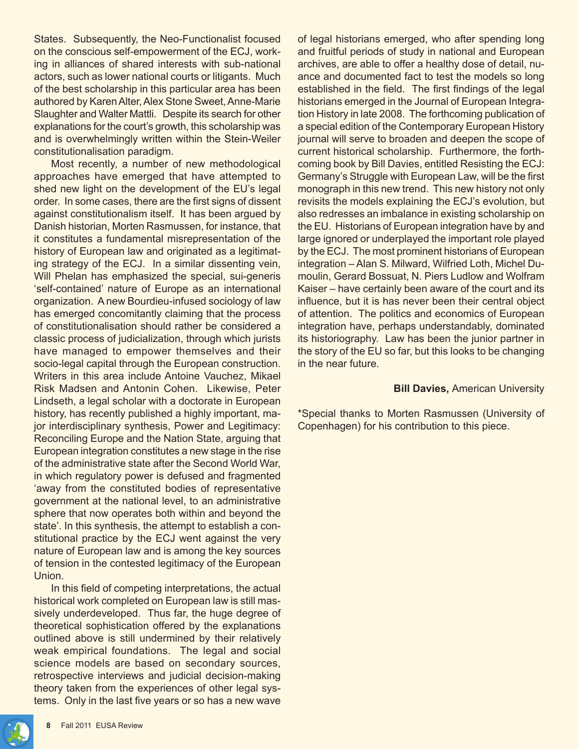States. Subsequently, the Neo-Functionalist focused on the conscious self-empowerment of the ECJ, working in alliances of shared interests with sub-national actors, such as lower national courts or litigants. Much of the best scholarship in this particular area has been authored by Karen Alter, Alex Stone Sweet, Anne-Marie Slaughter and Walter Mattli. Despite its search for other explanations for the court's growth, this scholarship was and is overwhelmingly written within the Stein-Weiler constitutionalisation paradigm.

Most recently, a number of new methodological approaches have emerged that have attempted to shed new light on the development of the EU's legal order. In some cases, there are the first signs of dissent against constitutionalism itself. It has been argued by Danish historian, Morten Rasmussen, for instance, that it constitutes a fundamental misrepresentation of the history of European law and originated as a legitimating strategy of the ECJ. In a similar dissenting vein, Will Phelan has emphasized the special, sui-generis 'self-contained' nature of Europe as an international organization. A new Bourdieu-infused sociology of law has emerged concomitantly claiming that the process of constitutionalisation should rather be considered a classic process of judicialization, through which jurists have managed to empower themselves and their socio-legal capital through the European construction. Writers in this area include Antoine Vauchez, Mikael Risk Madsen and Antonin Cohen. Likewise, Peter Lindseth, a legal scholar with a doctorate in European history, has recently published a highly important, major interdisciplinary synthesis, Power and Legitimacy: Reconciling Europe and the Nation State, arguing that European integration constitutes a new stage in the rise of the administrative state after the Second World War, in which regulatory power is defused and fragmented 'away from the constituted bodies of representative government at the national level, to an administrative sphere that now operates both within and beyond the state'. In this synthesis, the attempt to establish a constitutional practice by the ECJ went against the very nature of European law and is among the key sources of tension in the contested legitimacy of the European Union.

In this field of competing interpretations, the actual historical work completed on European law is still massively underdeveloped. Thus far, the huge degree of theoretical sophistication offered by the explanations outlined above is still undermined by their relatively weak empirical foundations. The legal and social science models are based on secondary sources, retrospective interviews and judicial decision-making theory taken from the experiences of other legal systems. Only in the last five years or so has a new wave of legal historians emerged, who after spending long and fruitful periods of study in national and European archives, are able to offer a healthy dose of detail, nuance and documented fact to test the models so long established in the field. The first findings of the legal historians emerged in the Journal of European Integration History in late 2008. The forthcoming publication of a special edition of the Contemporary European History journal will serve to broaden and deepen the scope of current historical scholarship. Furthermore, the forthcoming book by Bill Davies, entitled Resisting the ECJ: Germany's Struggle with European Law, will be the first monograph in this new trend. This new history not only revisits the models explaining the ECJ's evolution, but also redresses an imbalance in existing scholarship on the EU. Historians of European integration have by and large ignored or underplayed the important role played by the ECJ. The most prominent historians of European integration – Alan S. Milward, Wilfried Loth, Michel Dumoulin, Gerard Bossuat, N. Piers Ludlow and Wolfram Kaiser – have certainly been aware of the court and its influence, but it is has never been their central object of attention. The politics and economics of European integration have, perhaps understandably, dominated its historiography. Law has been the junior partner in the story of the EU so far, but this looks to be changing in the near future.

**Bill Davies,** American University

*Special thanks to Morten Rasmussen (University of Copenhagen) for his contribution to this piece.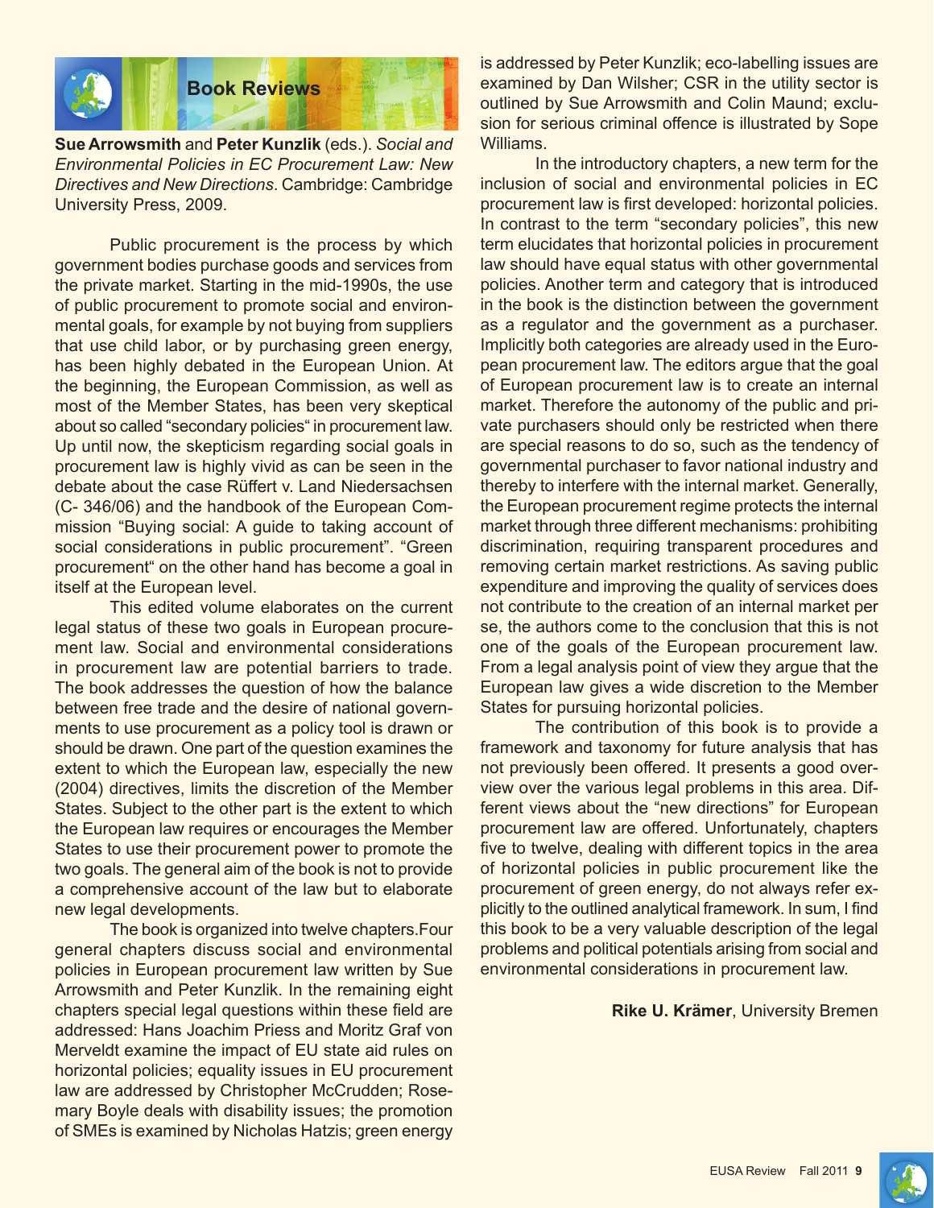# Book Reviews

**Sue Arrowsmith** and **Peter Kunzlik** (eds.). *Social and Environmental Policies in EC Procurement Law: New Directives and New Directions*. Cambridge: Cambridge University Press, 2009.

Public procurement is the process by which government bodies purchase goods and services from the private market. Starting in the mid-1990s, the use of public procurement to promote social and environmental goals, for example by not buying from suppliers that use child labor, or by purchasing green energy, has been highly debated in the European Union. At the beginning, the European Commission, as well as most of the Member States, has been very skeptical about so called "secondary policies" in procurement law. Up until now, the skepticism regarding social goals in procurement law is highly vivid as can be seen in the debate about the case Rüffert v. Land Niedersachsen (C- 346/06) and the handbook of the European Commission "Buying social: A guide to taking account of social considerations in public procurement". "Green procurement" on the other hand has become a goal in itself at the European level.

This edited volume elaborates on the current legal status of these two goals in European procurement law. Social and environmental considerations in procurement law are potential barriers to trade. The book addresses the question of how the balance between free trade and the desire of national governments to use procurement as a policy tool is drawn or should be drawn. One part of the question examines the extent to which the European law, especially the new (2004) directives, limits the discretion of the Member States. Subject to the other part is the extent to which the European law requires or encourages the Member States to use their procurement power to promote the two goals. The general aim of the book is not to provide a comprehensive account of the law but to elaborate new legal developments.

The book is organized into twelve chapters.Four general chapters discuss social and environmental policies in European procurement law written by Sue Arrowsmith and Peter Kunzlik. In the remaining eight chapters special legal questions within these field are addressed: Hans Joachim Priess and Moritz Graf von Merveldt examine the impact of EU state aid rules on horizontal policies; equality issues in EU procurement law are addressed by Christopher McCrudden; Rosemary Boyle deals with disability issues; the promotion of SMEs is examined by Nicholas Hatzis; green energy is addressed by Peter Kunzlik; eco-labelling issues are examined by Dan Wilsher; CSR in the utility sector is outlined by Sue Arrowsmith and Colin Maund; exclusion for serious criminal offence is illustrated by Sope Williams.

In the introductory chapters, a new term for the inclusion of social and environmental policies in EC procurement law is first developed: horizontal policies. In contrast to the term "secondary policies", this new term elucidates that horizontal policies in procurement law should have equal status with other governmental policies. Another term and category that is introduced in the book is the distinction between the government as a regulator and the government as a purchaser. Implicitly both categories are already used in the European procurement law. The editors argue that the goal of European procurement law is to create an internal market. Therefore the autonomy of the public and private purchasers should only be restricted when there are special reasons to do so, such as the tendency of governmental purchaser to favor national industry and thereby to interfere with the internal market. Generally, the European procurement regime protects the internal market through three different mechanisms: prohibiting discrimination, requiring transparent procedures and removing certain market restrictions. As saving public expenditure and improving the quality of services does not contribute to the creation of an internal market per se, the authors come to the conclusion that this is not one of the goals of the European procurement law. From a legal analysis point of view they argue that the European law gives a wide discretion to the Member States for pursuing horizontal policies.

The contribution of this book is to provide a framework and taxonomy for future analysis that has not previously been offered. It presents a good overview over the various legal problems in this area. Different views about the "new directions" for European procurement law are offered. Unfortunately, chapters five to twelve, dealing with different topics in the area of horizontal policies in public procurement like the procurement of green energy, do not always refer explicitly to the outlined analytical framework. In sum, I find this book to be a very valuable description of the legal problems and political potentials arising from social and environmental considerations in procurement law.

**Rike U. Krämer**, University Bremen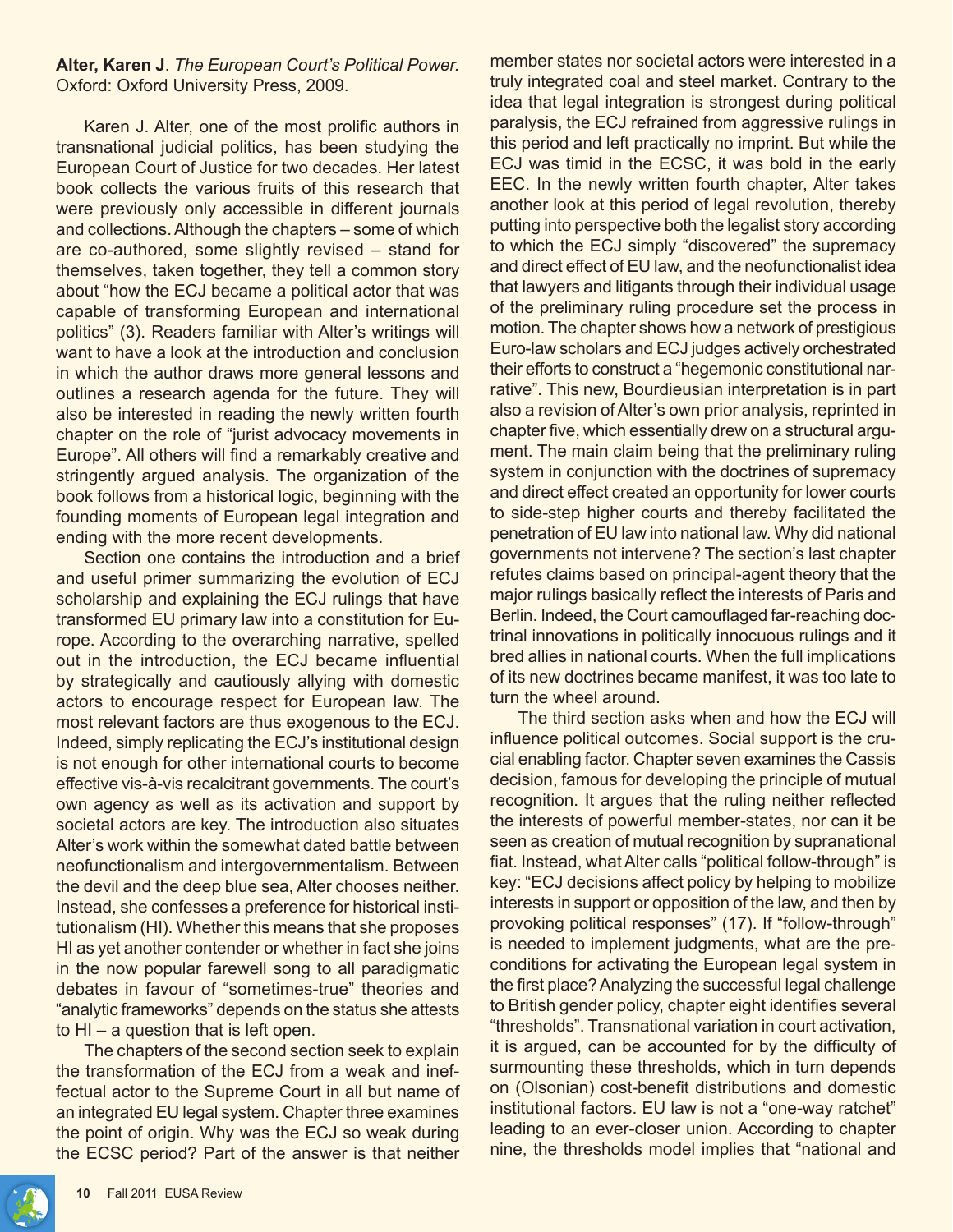**Alter, Karen J**. *The European Court's Political Power.* Oxford: Oxford University Press, 2009.

Karen J. Alter, one of the most prolific authors in transnational judicial politics, has been studying the European Court of Justice for two decades. Her latest book collects the various fruits of this research that were previously only accessible in different journals and collections. Although the chapters – some of which are co-authored, some slightly revised – stand for themselves, taken together, they tell a common story about "how the ECJ became a political actor that was capable of transforming European and international politics" (3). Readers familiar with Alter's writings will want to have a look at the introduction and conclusion in which the author draws more general lessons and outlines a research agenda for the future. They will also be interested in reading the newly written fourth chapter on the role of "jurist advocacy movements in Europe". All others will find a remarkably creative and stringently argued analysis. The organization of the book follows from a historical logic, beginning with the founding moments of European legal integration and ending with the more recent developments.

Section one contains the introduction and a brief and useful primer summarizing the evolution of ECJ scholarship and explaining the ECJ rulings that have transformed EU primary law into a constitution for Europe. According to the overarching narrative, spelled out in the introduction, the ECJ became influential by strategically and cautiously allying with domestic actors to encourage respect for European law. The most relevant factors are thus exogenous to the ECJ. Indeed, simply replicating the ECJ's institutional design is not enough for other international courts to become effective vis-à-vis recalcitrant governments. The court's own agency as well as its activation and support by societal actors are key. The introduction also situates Alter's work within the somewhat dated battle between neofunctionalism and intergovernmentalism. Between the devil and the deep blue sea, Alter chooses neither. Instead, she confesses a preference for historical institutionalism (HI). Whether this means that she proposes HI as yet another contender or whether in fact she joins in the now popular farewell song to all paradigmatic debates in favour of "sometimes-true" theories and "analytic frameworks" depends on the status she attests to HI – a question that is left open.

The chapters of the second section seek to explain the transformation of the ECJ from a weak and ineffectual actor to the Supreme Court in all but name of an integrated EU legal system. Chapter three examines the point of origin. Why was the ECJ so weak during the ECSC period? Part of the answer is that neither member states nor societal actors were interested in a truly integrated coal and steel market. Contrary to the idea that legal integration is strongest during political paralysis, the ECJ refrained from aggressive rulings in this period and left practically no imprint. But while the ECJ was timid in the ECSC, it was bold in the early EEC. In the newly written fourth chapter, Alter takes another look at this period of legal revolution, thereby putting into perspective both the legalist story according to which the ECJ simply "discovered" the supremacy and direct effect of EU law, and the neofunctionalist idea that lawyers and litigants through their individual usage of the preliminary ruling procedure set the process in motion. The chapter shows how a network of prestigious Euro-law scholars and ECJ judges actively orchestrated their efforts to construct a "hegemonic constitutional narrative". This new, Bourdieusian interpretation is in part also a revision of Alter's own prior analysis, reprinted in chapter five, which essentially drew on a structural argument. The main claim being that the preliminary ruling system in conjunction with the doctrines of supremacy and direct effect created an opportunity for lower courts to side-step higher courts and thereby facilitated the penetration of EU law into national law. Why did national governments not intervene? The section's last chapter refutes claims based on principal-agent theory that the major rulings basically reflect the interests of Paris and Berlin. Indeed, the Court camouflaged far-reaching doctrinal innovations in politically innocuous rulings and it bred allies in national courts. When the full implications of its new doctrines became manifest, it was too late to turn the wheel around.

The third section asks when and how the ECJ will influence political outcomes. Social support is the crucial enabling factor. Chapter seven examines the Cassis decision, famous for developing the principle of mutual recognition. It argues that the ruling neither reflected the interests of powerful member-states, nor can it be seen as creation of mutual recognition by supranational fiat. Instead, what Alter calls "political follow-through" is key: "ECJ decisions affect policy by helping to mobilize interests in support or opposition of the law, and then by provoking political responses" (17). If "follow-through" is needed to implement judgments, what are the preconditions for activating the European legal system in the first place? Analyzing the successful legal challenge to British gender policy, chapter eight identifies several "thresholds". Transnational variation in court activation, it is argued, can be accounted for by the difficulty of surmounting these thresholds, which in turn depends on (Olsonian) cost-benefit distributions and domestic institutional factors. EU law is not a "one-way ratchet" leading to an ever-closer union. According to chapter nine, the thresholds model implies that "national and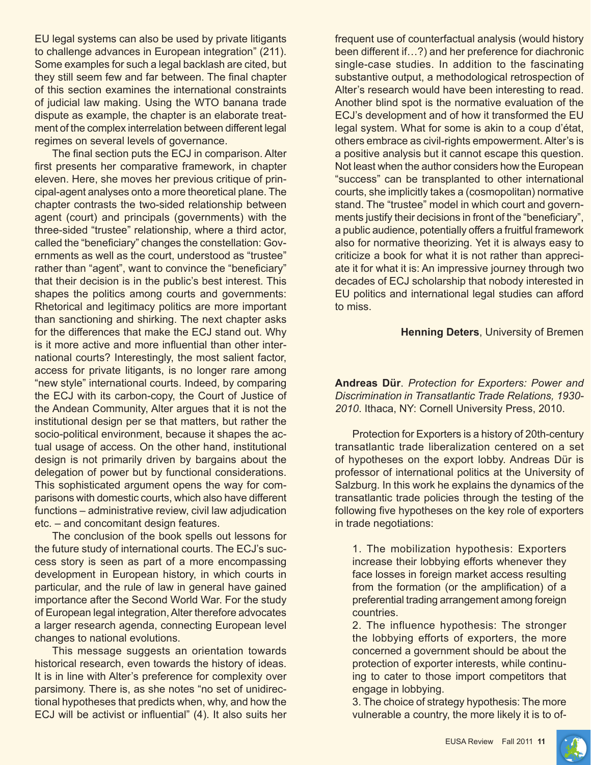EU legal systems can also be used by private litigants to challenge advances in European integration" (211). Some examples for such a legal backlash are cited, but they still seem few and far between. The final chapter of this section examines the international constraints of judicial law making. Using the WTO banana trade dispute as example, the chapter is an elaborate treatment of the complex interrelation between different legal regimes on several levels of governance.

The final section puts the ECJ in comparison. Alter first presents her comparative framework, in chapter eleven. Here, she moves her previous critique of principal-agent analyses onto a more theoretical plane. The chapter contrasts the two-sided relationship between agent (court) and principals (governments) with the three-sided "trustee" relationship, where a third actor, called the "beneficiary" changes the constellation: Governments as well as the court, understood as "trustee" rather than "agent", want to convince the "beneficiary" that their decision is in the public's best interest. This shapes the politics among courts and governments: Rhetorical and legitimacy politics are more important than sanctioning and shirking. The next chapter asks for the differences that make the ECJ stand out. Why is it more active and more influential than other international courts? Interestingly, the most salient factor, access for private litigants, is no longer rare among "new style" international courts. Indeed, by comparing the ECJ with its carbon-copy, the Court of Justice of the Andean Community, Alter argues that it is not the institutional design per se that matters, but rather the socio-political environment, because it shapes the actual usage of access. On the other hand, institutional design is not primarily driven by bargains about the delegation of power but by functional considerations. This sophisticated argument opens the way for comparisons with domestic courts, which also have different functions – administrative review, civil law adjudication etc. – and concomitant design features.

The conclusion of the book spells out lessons for the future study of international courts. The ECJ's success story is seen as part of a more encompassing development in European history, in which courts in particular, and the rule of law in general have gained importance after the Second World War. For the study of European legal integration, Alter therefore advocates a larger research agenda, connecting European level changes to national evolutions.

This message suggests an orientation towards historical research, even towards the history of ideas. It is in line with Alter's preference for complexity over parsimony. There is, as she notes "no set of unidirectional hypotheses that predicts when, why, and how the ECJ will be activist or influential" (4). It also suits her frequent use of counterfactual analysis (would history been different if…?) and her preference for diachronic single-case studies. In addition to the fascinating substantive output, a methodological retrospection of Alter's research would have been interesting to read. Another blind spot is the normative evaluation of the ECJ's development and of how it transformed the EU legal system. What for some is akin to a coup d'état, others embrace as civil-rights empowerment. Alter's is a positive analysis but it cannot escape this question. Not least when the author considers how the European "success" can be transplanted to other international courts, she implicitly takes a (cosmopolitan) normative stand. The "trustee" model in which court and governments justify their decisions in front of the "beneficiary", a public audience, potentially offers a fruitful framework also for normative theorizing. Yet it is always easy to criticize a book for what it is not rather than appreciate it for what it is: An impressive journey through two decades of ECJ scholarship that nobody interested in EU politics and international legal studies can afford to miss.

**Henning Deters**, University of Bremen

**Andreas Dür**. *Protection for Exporters: Power and Discrimination in Transatlantic Trade Relations, 1930-2010*. Ithaca, NY: Cornell University Press, 2010.

Protection for Exporters is a history of 20th-century transatlantic trade liberalization centered on a set of hypotheses on the export lobby. Andreas Dür is professor of international politics at the University of Salzburg. In this work he explains the dynamics of the transatlantic trade policies through the testing of the following five hypotheses on the key role of exporters in trade negotiations:

1. The mobilization hypothesis: Exporters increase their lobbying efforts whenever they face losses in foreign market access resulting from the formation (or the amplification) of a preferential trading arrangement among foreign countries.
2. The influence hypothesis: The stronger the lobbying efforts of exporters, the more concerned a government should be about the protection of exporter interests, while continuing to cater to those import competitors that engage in lobbying.
3. The choice of strategy hypothesis: The more vulnerable a country, the more likely it is to of-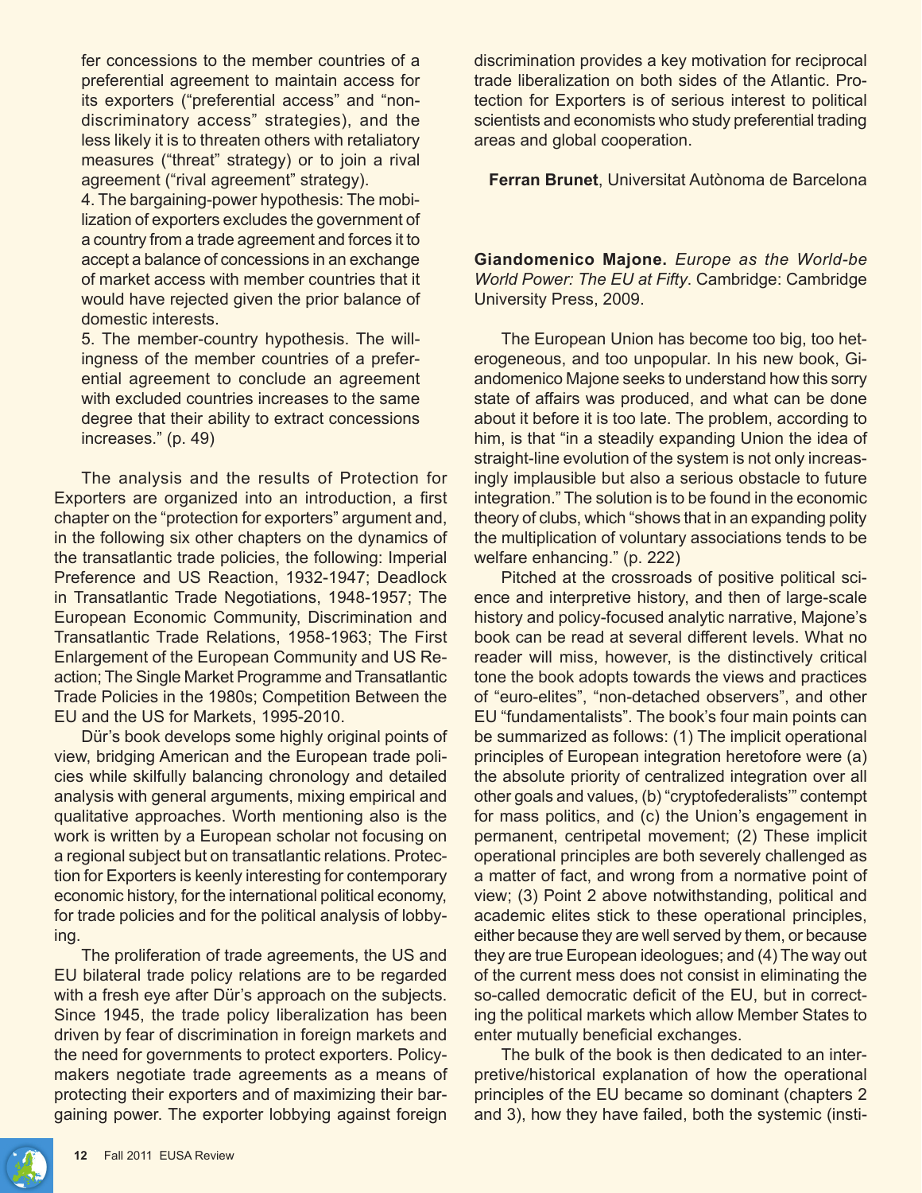fer concessions to the member countries of a preferential agreement to maintain access for its exporters ("preferential access" and "non-discriminatory access" strategies), and the less likely it is to threaten others with retaliatory measures ("threat" strategy) or to join a rival agreement ("rival agreement" strategy).

4. The bargaining-power hypothesis: The mobilization of exporters excludes the government of a country from a trade agreement and forces it to accept a balance of concessions in an exchange of market access with member countries that it would have rejected given the prior balance of domestic interests.

5. The member-country hypothesis. The willingness of the member countries of a preferential agreement to conclude an agreement with excluded countries increases to the same degree that their ability to extract concessions increases." (p. 49)

The analysis and the results of Protection for Exporters are organized into an introduction, a first chapter on the "protection for exporters" argument and, in the following six other chapters on the dynamics of the transatlantic trade policies, the following: Imperial Preference and US Reaction, 1932-1947; Deadlock in Transatlantic Trade Negotiations, 1948-1957; The European Economic Community, Discrimination and Transatlantic Trade Relations, 1958-1963; The First Enlargement of the European Community and US Reaction; The Single Market Programme and Transatlantic Trade Policies in the 1980s; Competition Between the EU and the US for Markets, 1995-2010.

Dür's book develops some highly original points of view, bridging American and the European trade policies while skilfully balancing chronology and detailed analysis with general arguments, mixing empirical and qualitative approaches. Worth mentioning also is the work is written by a European scholar not focusing on a regional subject but on transatlantic relations. Protection for Exporters is keenly interesting for contemporary economic history, for the international political economy, for trade policies and for the political analysis of lobbying.

The proliferation of trade agreements, the US and EU bilateral trade policy relations are to be regarded with a fresh eye after Dür's approach on the subjects. Since 1945, the trade policy liberalization has been driven by fear of discrimination in foreign markets and the need for governments to protect exporters. Policymakers negotiate trade agreements as a means of protecting their exporters and of maximizing their bargaining power. The exporter lobbying against foreign discrimination provides a key motivation for reciprocal trade liberalization on both sides of the Atlantic. Protection for Exporters is of serious interest to political scientists and economists who study preferential trading areas and global cooperation.

**Ferran Brunet**, Universitat Autònoma de Barcelona

**Giandomenico Majone.** *Europe as the World-be World Power: The EU at Fifty*. Cambridge: Cambridge University Press, 2009.

The European Union has become too big, too heterogeneous, and too unpopular. In his new book, Giandomenico Majone seeks to understand how this sorry state of affairs was produced, and what can be done about it before it is too late. The problem, according to him, is that "in a steadily expanding Union the idea of straight-line evolution of the system is not only increasingly implausible but also a serious obstacle to future integration." The solution is to be found in the economic theory of clubs, which "shows that in an expanding polity the multiplication of voluntary associations tends to be welfare enhancing." (p. 222)

Pitched at the crossroads of positive political science and interpretive history, and then of large-scale history and policy-focused analytic narrative, Majone's book can be read at several different levels. What no reader will miss, however, is the distinctively critical tone the book adopts towards the views and practices of "euro-elites", "non-detached observers", and other EU "fundamentalists". The book's four main points can be summarized as follows: (1) The implicit operational principles of European integration heretofore were (a) the absolute priority of centralized integration over all other goals and values, (b) "cryptofederalists'" contempt for mass politics, and (c) the Union's engagement in permanent, centripetal movement; (2) These implicit operational principles are both severely challenged as a matter of fact, and wrong from a normative point of view; (3) Point 2 above notwithstanding, political and academic elites stick to these operational principles, either because they are well served by them, or because they are true European ideologues; and (4) The way out of the current mess does not consist in eliminating the so-called democratic deficit of the EU, but in correcting the political markets which allow Member States to enter mutually beneficial exchanges.

The bulk of the book is then dedicated to an interpretive/historical explanation of how the operational principles of the EU became so dominant (chapters 2 and 3), how they have failed, both the systemic (insti-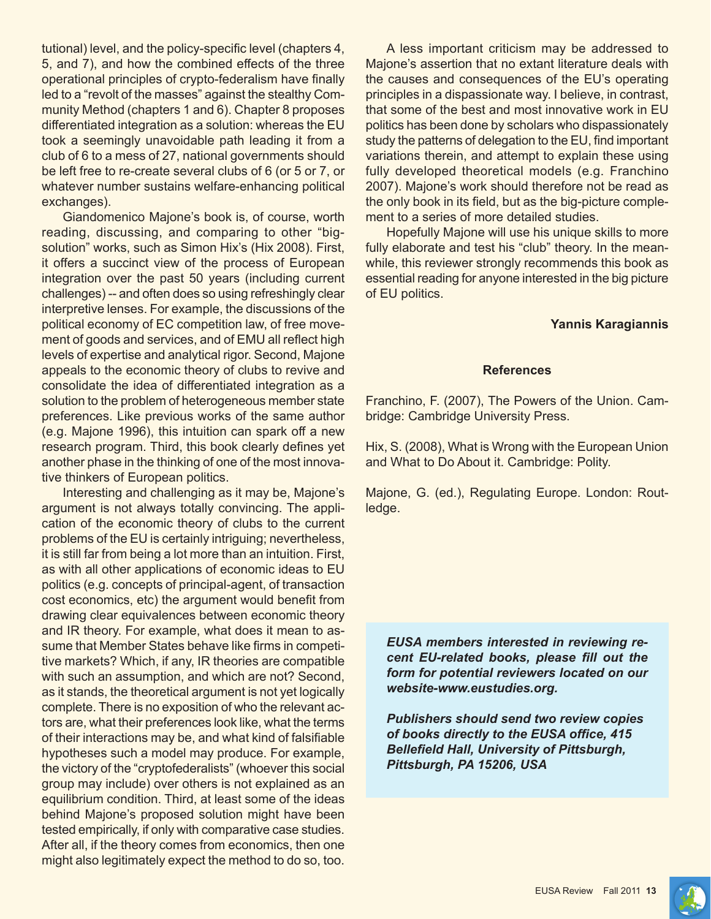tutional) level, and the policy-specific level (chapters 4, 5, and 7), and how the combined effects of the three operational principles of crypto-federalism have finally led to a "revolt of the masses" against the stealthy Community Method (chapters 1 and 6). Chapter 8 proposes differentiated integration as a solution: whereas the EU took a seemingly unavoidable path leading it from a club of 6 to a mess of 27, national governments should be left free to re-create several clubs of 6 (or 5 or 7, or whatever number sustains welfare-enhancing political exchanges).

Giandomenico Majone's book is, of course, worth reading, discussing, and comparing to other "big-solution" works, such as Simon Hix's (Hix 2008). First, it offers a succinct view of the process of European integration over the past 50 years (including current challenges) -- and often does so using refreshingly clear interpretive lenses. For example, the discussions of the political economy of EC competition law, of free movement of goods and services, and of EMU all reflect high levels of expertise and analytical rigor. Second, Majone appeals to the economic theory of clubs to revive and consolidate the idea of differentiated integration as a solution to the problem of heterogeneous member state preferences. Like previous works of the same author (e.g. Majone 1996), this intuition can spark off a new research program. Third, this book clearly defines yet another phase in the thinking of one of the most innovative thinkers of European politics.

Interesting and challenging as it may be, Majone's argument is not always totally convincing. The application of the economic theory of clubs to the current problems of the EU is certainly intriguing; nevertheless, it is still far from being a lot more than an intuition. First, as with all other applications of economic ideas to EU politics (e.g. concepts of principal-agent, of transaction cost economics, etc) the argument would benefit from drawing clear equivalences between economic theory and IR theory. For example, what does it mean to assume that Member States behave like firms in competitive markets? Which, if any, IR theories are compatible with such an assumption, and which are not? Second, as it stands, the theoretical argument is not yet logically complete. There is no exposition of who the relevant actors are, what their preferences look like, what the terms of their interactions may be, and what kind of falsifiable hypotheses such a model may produce. For example, the victory of the "cryptofederalists" (whoever this social group may include) over others is not explained as an equilibrium condition. Third, at least some of the ideas behind Majone's proposed solution might have been tested empirically, if only with comparative case studies. After all, if the theory comes from economics, then one might also legitimately expect the method to do so, too.

A less important criticism may be addressed to Majone's assertion that no extant literature deals with the causes and consequences of the EU's operating principles in a dispassionate way. I believe, in contrast, that some of the best and most innovative work in EU politics has been done by scholars who dispassionately study the patterns of delegation to the EU, find important variations therein, and attempt to explain these using fully developed theoretical models (e.g. Franchino 2007). Majone's work should therefore not be read as the only book in its field, but as the big-picture complement to a series of more detailed studies.

Hopefully Majone will use his unique skills to more fully elaborate and test his "club" theory. In the meanwhile, this reviewer strongly recommends this book as essential reading for anyone interested in the big picture of EU politics.

**Yannis Karagiannis**

**References**

Franchino, F. (2007), The Powers of the Union. Cambridge: Cambridge University Press.

Hix, S. (2008), What is Wrong with the European Union and What to Do About it. Cambridge: Polity.

Majone, G. (ed.), Regulating Europe. London: Routledge.

***EUSA members interested in reviewing recent EU-related books, please fill out the form for potential reviewers located on our website-www.eustudies.org.***

***Publishers should send two review copies of books directly to the EUSA office, 415 Bellefield Hall, University of Pittsburgh, Pittsburgh, PA 15206, USA***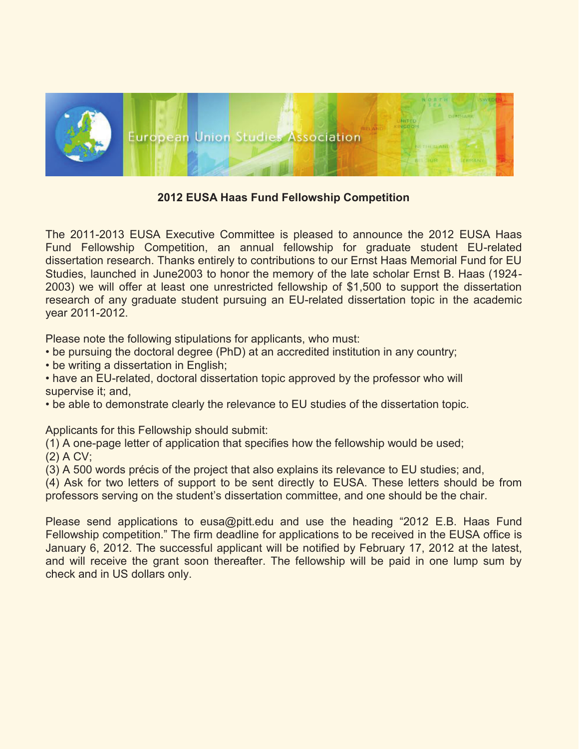European Union Studies Association

## 2012 EUSA Haas Fund Fellowship Competition

The 2011-2013 EUSA Executive Committee is pleased to announce the 2012 EUSA Haas Fund Fellowship Competition, an annual fellowship for graduate student EU-related dissertation research. Thanks entirely to contributions to our Ernst Haas Memorial Fund for EU Studies, launched in June2003 to honor the memory of the late scholar Ernst B. Haas (1924-2003) we will offer at least one unrestricted fellowship of $1,500 to support the dissertation research of any graduate student pursuing an EU-related dissertation topic in the academic year 2011-2012.

Please note the following stipulations for applicants, who must:

- be pursuing the doctoral degree (PhD) at an accredited institution in any country;
- be writing a dissertation in English;
- have an EU-related, doctoral dissertation topic approved by the professor who will supervise it; and,
- be able to demonstrate clearly the relevance to EU studies of the dissertation topic.

Applicants for this Fellowship should submit:

(1) A one-page letter of application that specifies how the fellowship would be used;
(2) A CV;
(3) A 500 words précis of the project that also explains its relevance to EU studies; and,
(4) Ask for two letters of support to be sent directly to EUSA. These letters should be from professors serving on the student's dissertation committee, and one should be the chair.

Please send applications to eusa@pitt.edu and use the heading "2012 E.B. Haas Fund Fellowship competition." The firm deadline for applications to be received in the EUSA office is January 6, 2012. The successful applicant will be notified by February 17, 2012 at the latest, and will receive the grant soon thereafter. The fellowship will be paid in one lump sum by check and in US dollars only.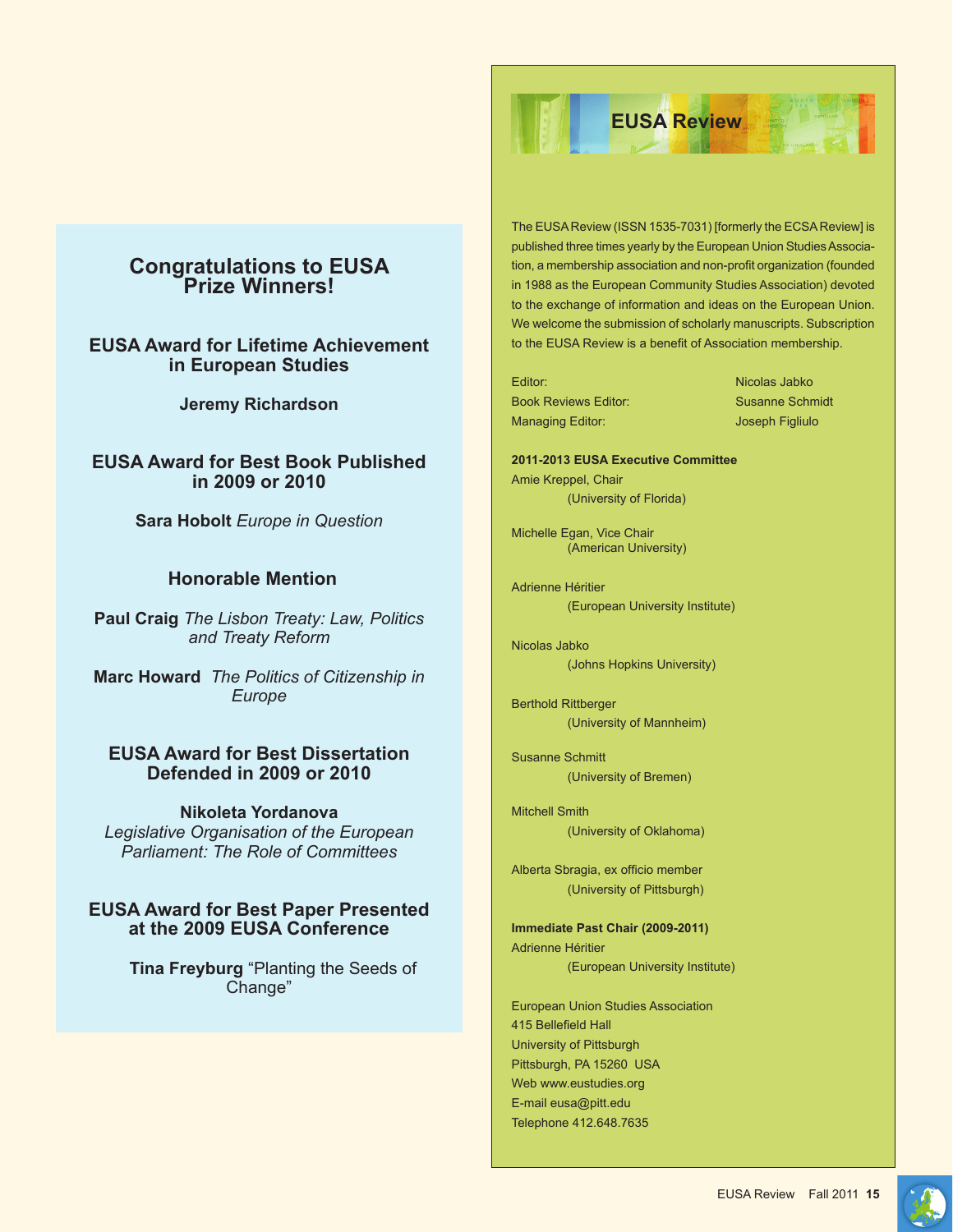## Congratulations to EUSA Prize Winners!

### EUSA Award for Lifetime Achievement in European Studies

**Jeremy Richardson**

### EUSA Award for Best Book Published in 2009 or 2010

**Sara Hobolt** *Europe in Question*

### Honorable Mention

**Paul Craig** *The Lisbon Treaty: Law, Politics and Treaty Reform*

**Marc Howard** *The Politics of Citizenship in Europe*

### EUSA Award for Best Dissertation Defended in 2009 or 2010

**Nikoleta Yordanova**
*Legislative Organisation of the European Parliament: The Role of Committees*

### EUSA Award for Best Paper Presented at the 2009 EUSA Conference

**Tina Freyburg** "Planting the Seeds of Change"

## EUSA Review

The EUSA Review (ISSN 1535-7031) [formerly the ECSA Review] is published three times yearly by the European Union Studies Association, a membership association and non-profit organization (founded in 1988 as the European Community Studies Association) devoted to the exchange of information and ideas on the European Union. We welcome the submission of scholarly manuscripts. Subscription to the EUSA Review is a benefit of Association membership.

| | |
|---|---|
| Editor: | Nicolas Jabko |
| Book Reviews Editor: | Susanne Schmidt |
| Managing Editor: | Joseph Figliulo |

**2011-2013 EUSA Executive Committee**

Amie Kreppel, Chair
(University of Florida)

Michelle Egan, Vice Chair
(American University)

Adrienne Héritier
(European University Institute)

Nicolas Jabko
(Johns Hopkins University)

Berthold Rittberger
(University of Mannheim)

Susanne Schmitt
(University of Bremen)

Mitchell Smith
(University of Oklahoma)

Alberta Sbragia, ex officio member
(University of Pittsburgh)

**Immediate Past Chair (2009-2011)**

Adrienne Héritier
(European University Institute)

European Union Studies Association
415 Bellefield Hall
University of Pittsburgh
Pittsburgh, PA 15260 USA
Web www.eustudies.org
E-mail eusa@pitt.edu
Telephone 412.648.7635